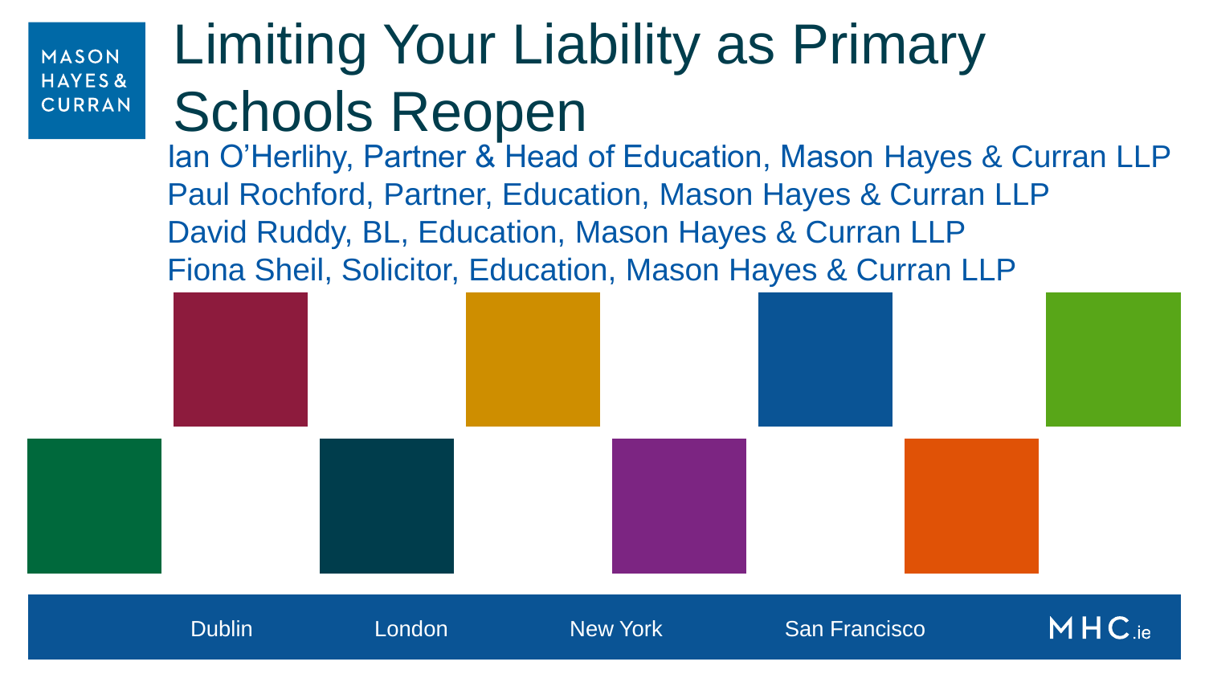MASON HAYES & CURRAN

# Limiting Your Liability as Primary Schools Reopen

Ian O'Herlihy, Partner & Head of Education, Mason Hayes & Curran LLP
Paul Rochford, Partner, Education, Mason Hayes & Curran LLP
David Ruddy, BL, Education, Mason Hayes & Curran LLP
Fiona Sheil, Solicitor, Education, Mason Hayes & Curran LLP

Dublin London New York San Francisco MHC.ie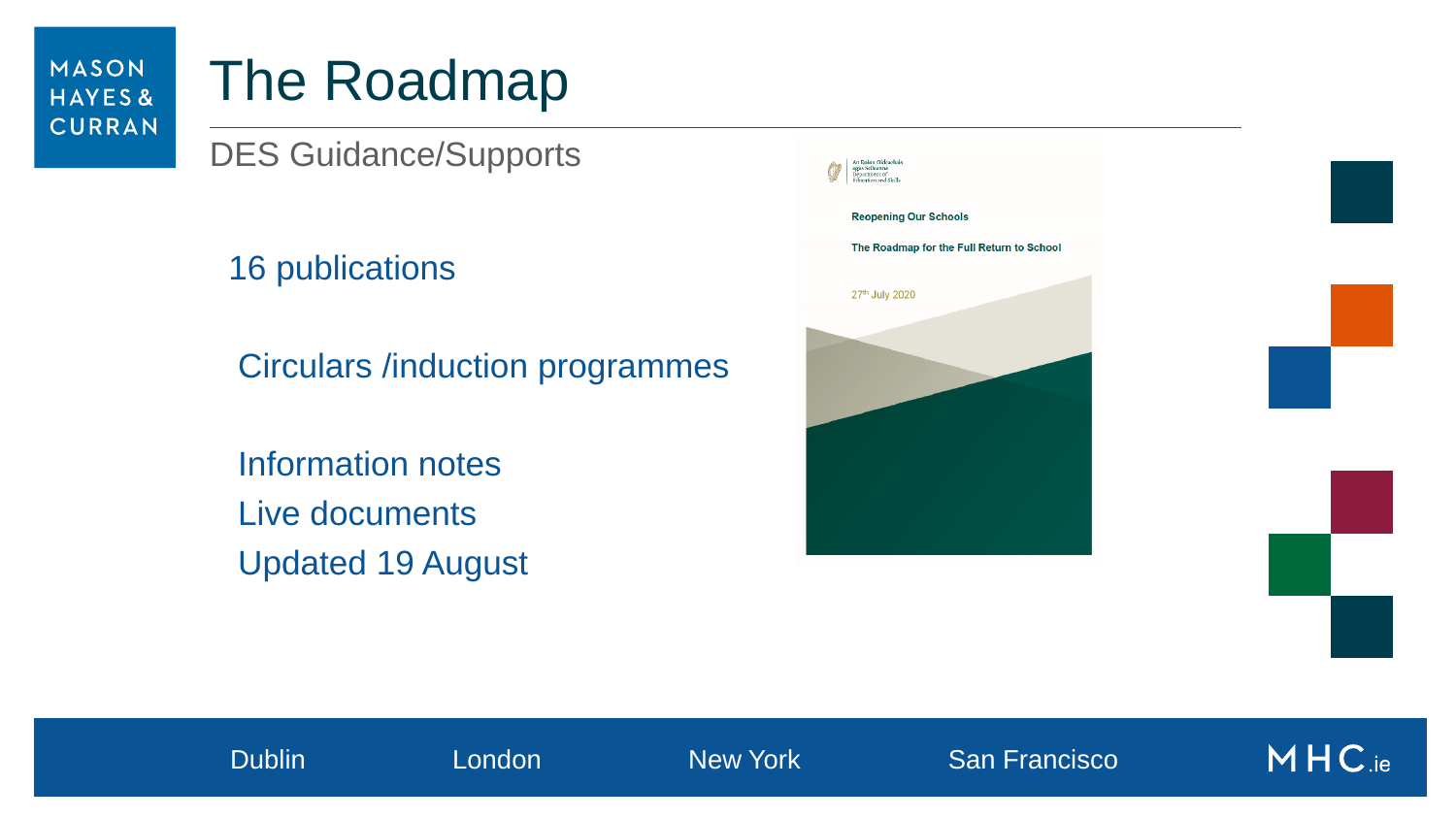# The Roadmap

## DES Guidance/Supports

16 publications

Circulars /induction programmes

Information notes

Live documents

Updated 19 August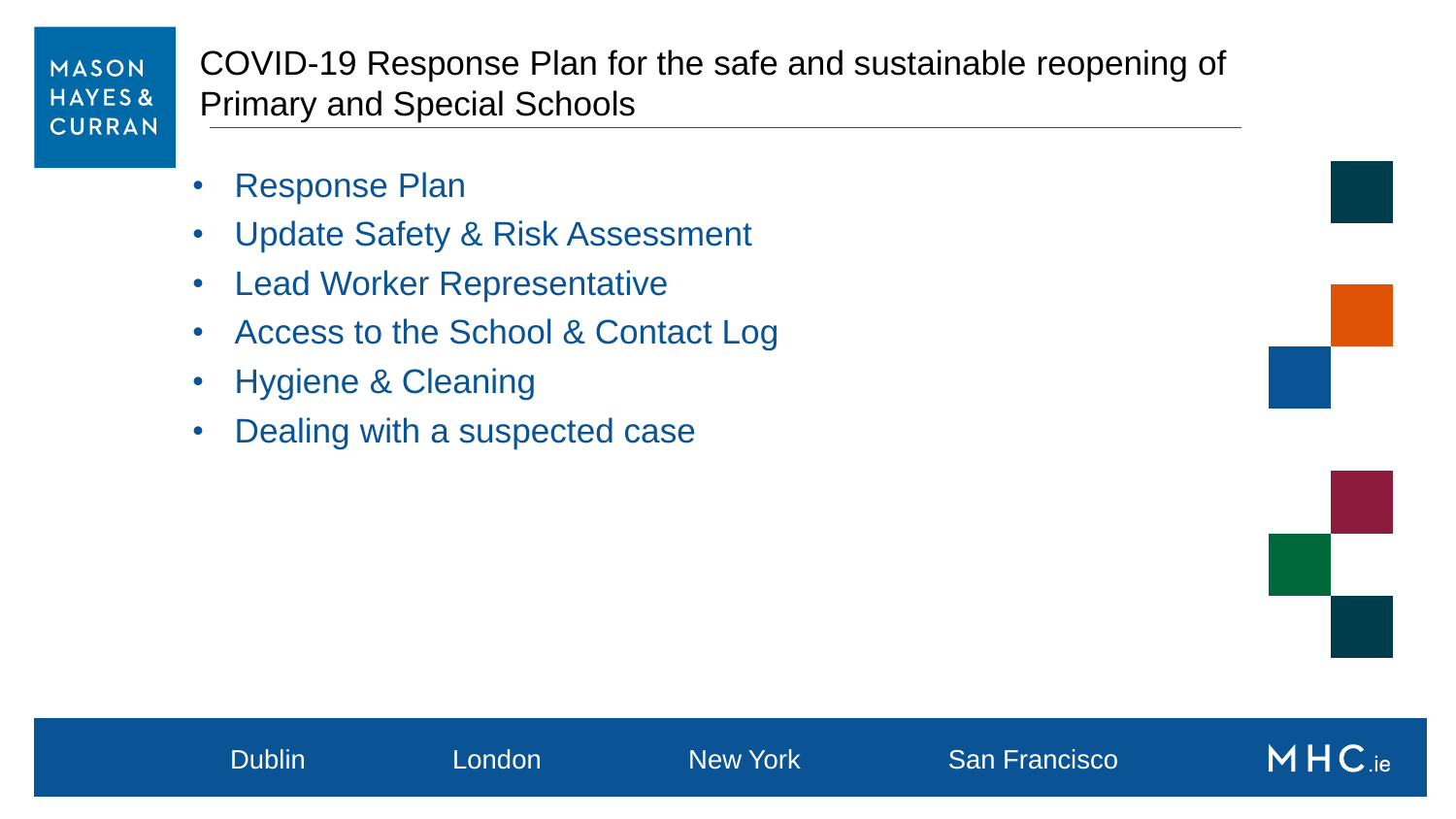# COVID-19 Response Plan for the safe and sustainable reopening of Primary and Special Schools

- Response Plan
- Update Safety & Risk Assessment
- Lead Worker Representative
- Access to the School & Contact Log
- Hygiene & Cleaning
- Dealing with a suspected case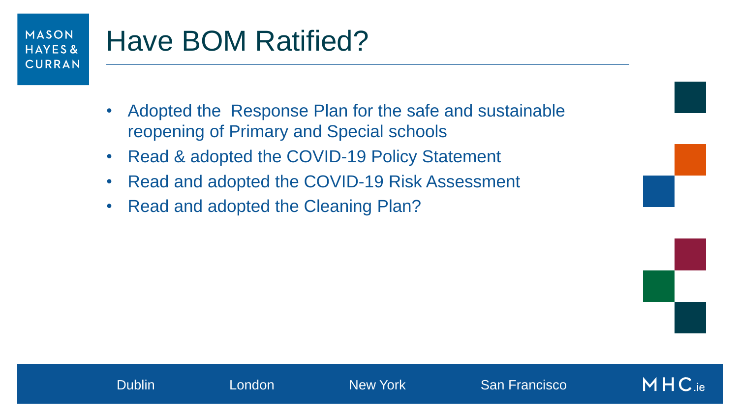# Have BOM Ratified?

- Adopted the  Response Plan for the safe and sustainable reopening of Primary and Special schools
- Read & adopted the COVID-19 Policy Statement
- Read and adopted the COVID-19 Risk Assessment
- Read and adopted the Cleaning Plan?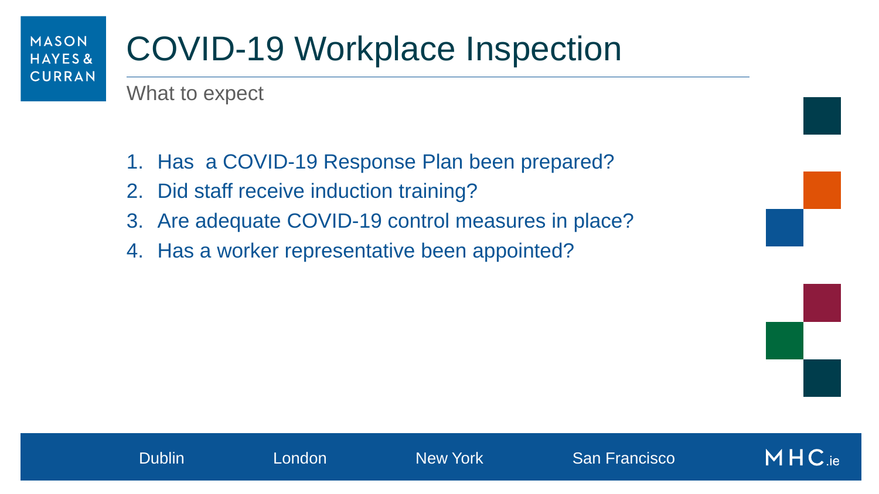# COVID-19 Workplace Inspection

## What to expect

1. Has a COVID-19 Response Plan been prepared?
2. Did staff receive induction training?
3. Are adequate COVID-19 control measures in place?
4. Has a worker representative been appointed?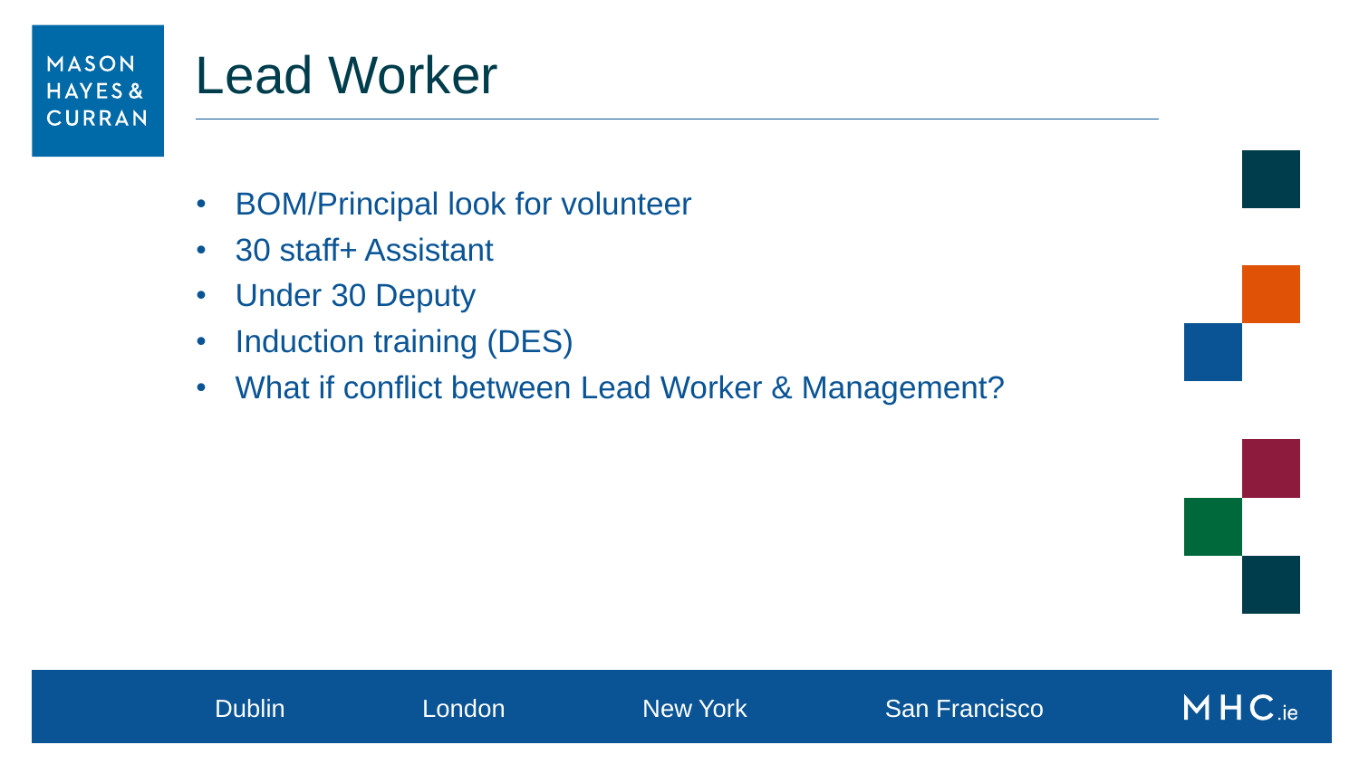# Lead Worker

- BOM/Principal look for volunteer
- 30 staff+ Assistant
- Under 30 Deputy
- Induction training (DES)
- What if conflict between Lead Worker & Management?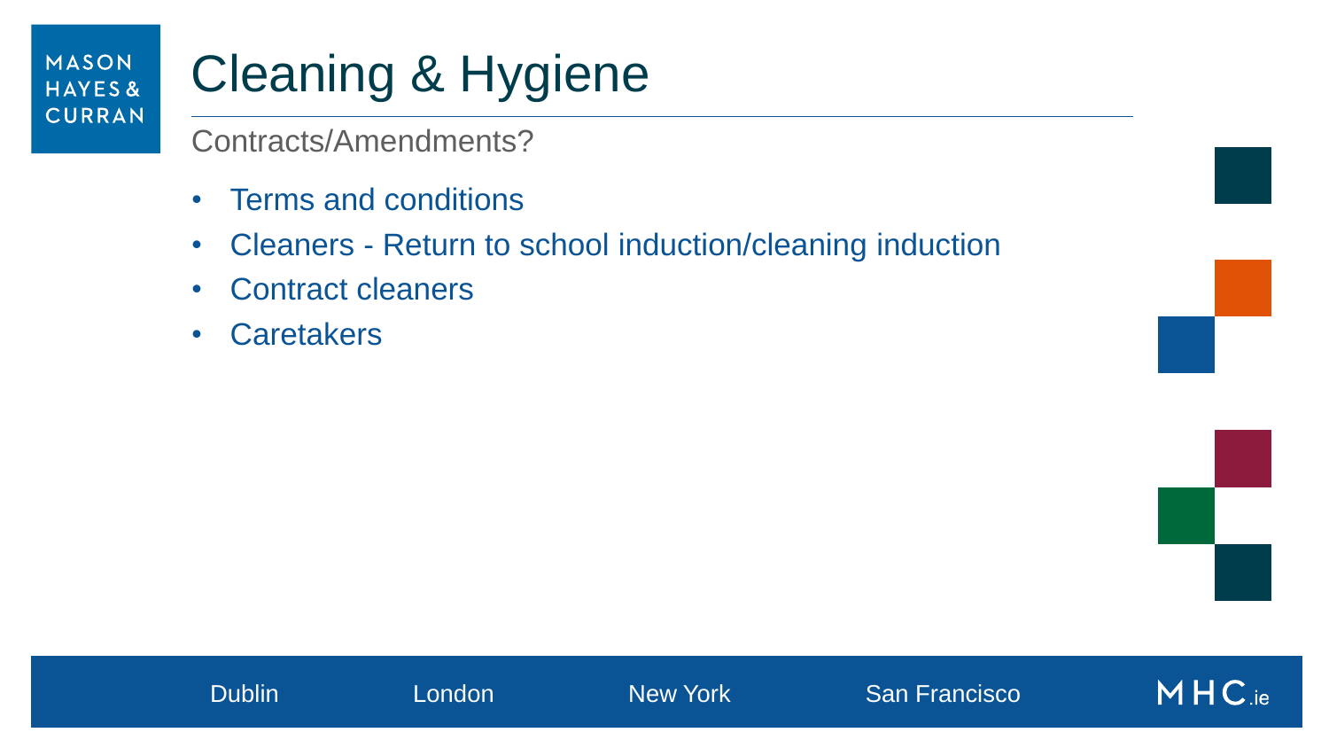# Cleaning & Hygiene

Contracts/Amendments?

- Terms and conditions
- Cleaners - Return to school induction/cleaning induction
- Contract cleaners
- Caretakers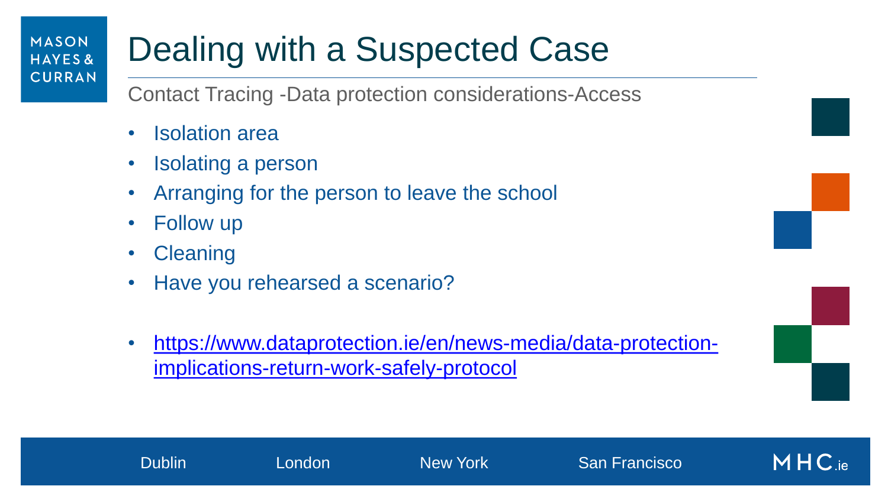# Dealing with a Suspected Case

Contact Tracing -Data protection considerations-Access

- Isolation area
- Isolating a person
- Arranging for the person to leave the school
- Follow up
- Cleaning
- Have you rehearsed a scenario?

- https://www.dataprotection.ie/en/news-media/data-protection-implications-return-work-safely-protocol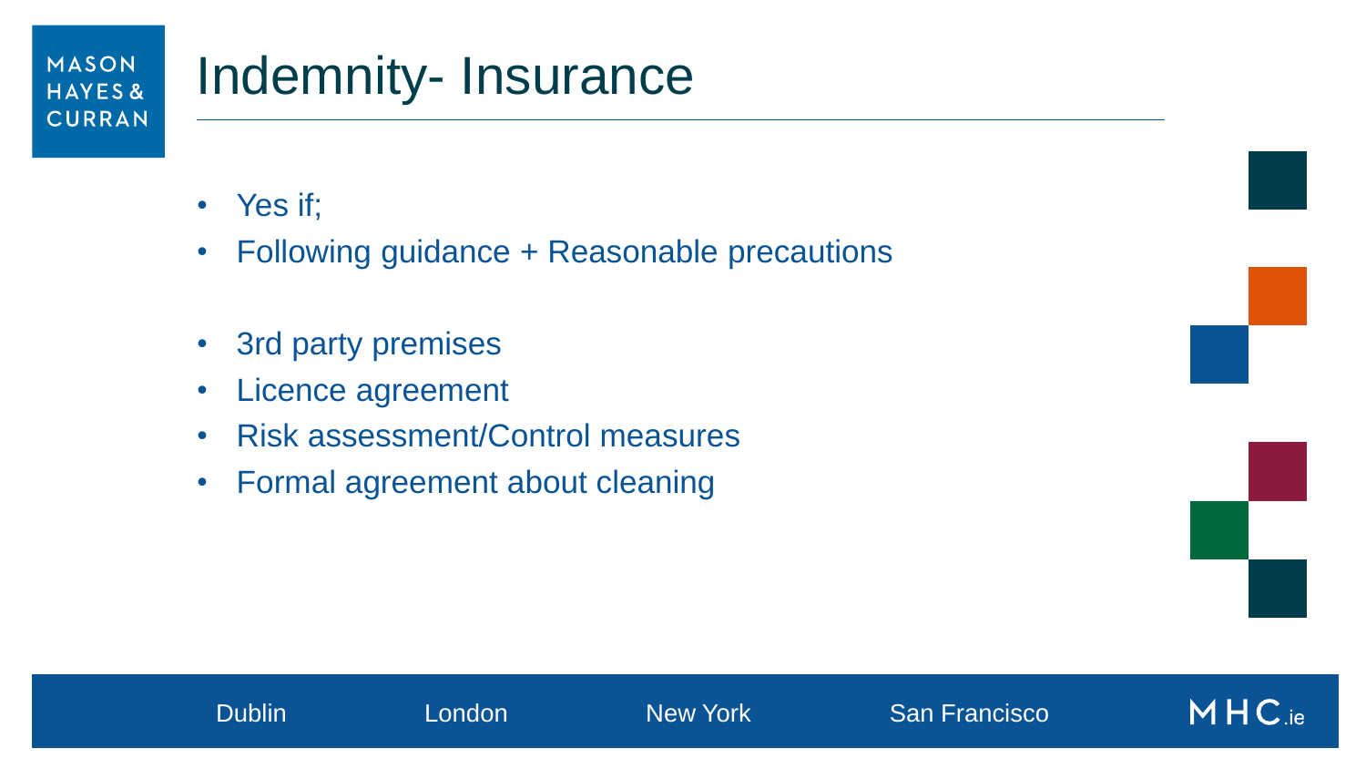# Indemnity- Insurance

- Yes if;
- Following guidance + Reasonable precautions

- 3rd party premises
- Licence agreement
- Risk assessment/Control measures
- Formal agreement about cleaning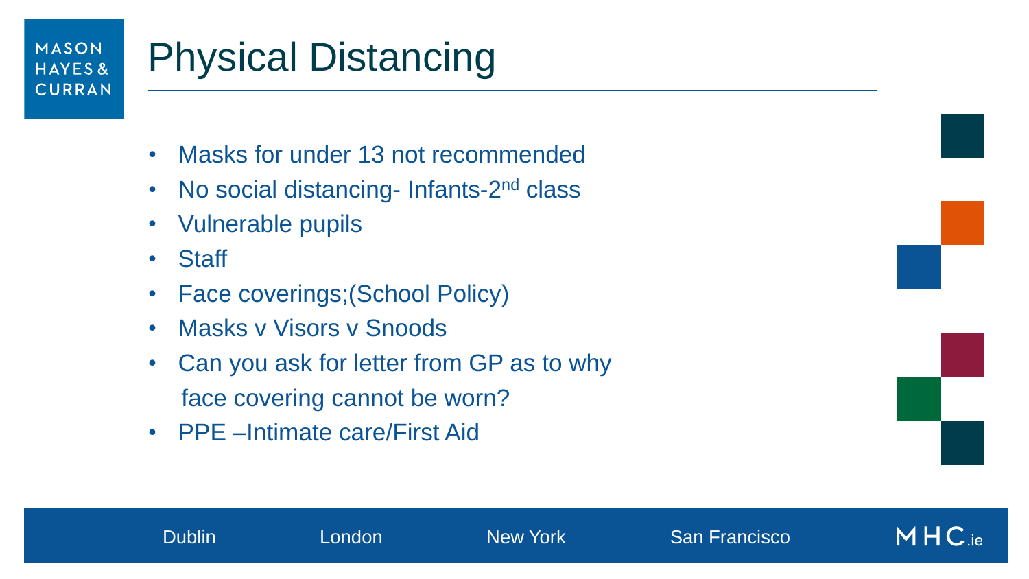# Physical Distancing

- Masks for under 13 not recommended
- No social distancing- Infants-2nd class
- Vulnerable pupils
- Staff
- Face coverings;(School Policy)
- Masks v Visors v Snoods
- Can you ask for letter from GP as to why face covering cannot be worn?
- PPE –Intimate care/First Aid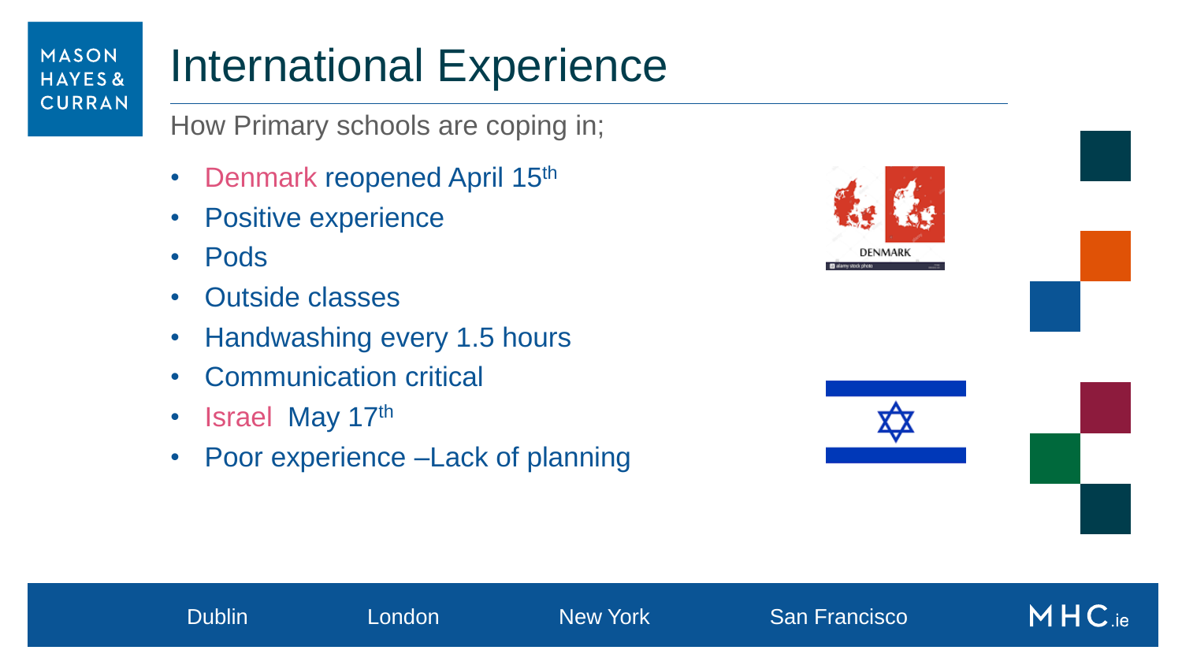# International Experience

How Primary schools are coping in;

- Denmark reopened April 15th
- Positive experience
- Pods
- Outside classes
- Handwashing every 1.5 hours
- Communication critical
- Israel May 17th
- Poor experience –Lack of planning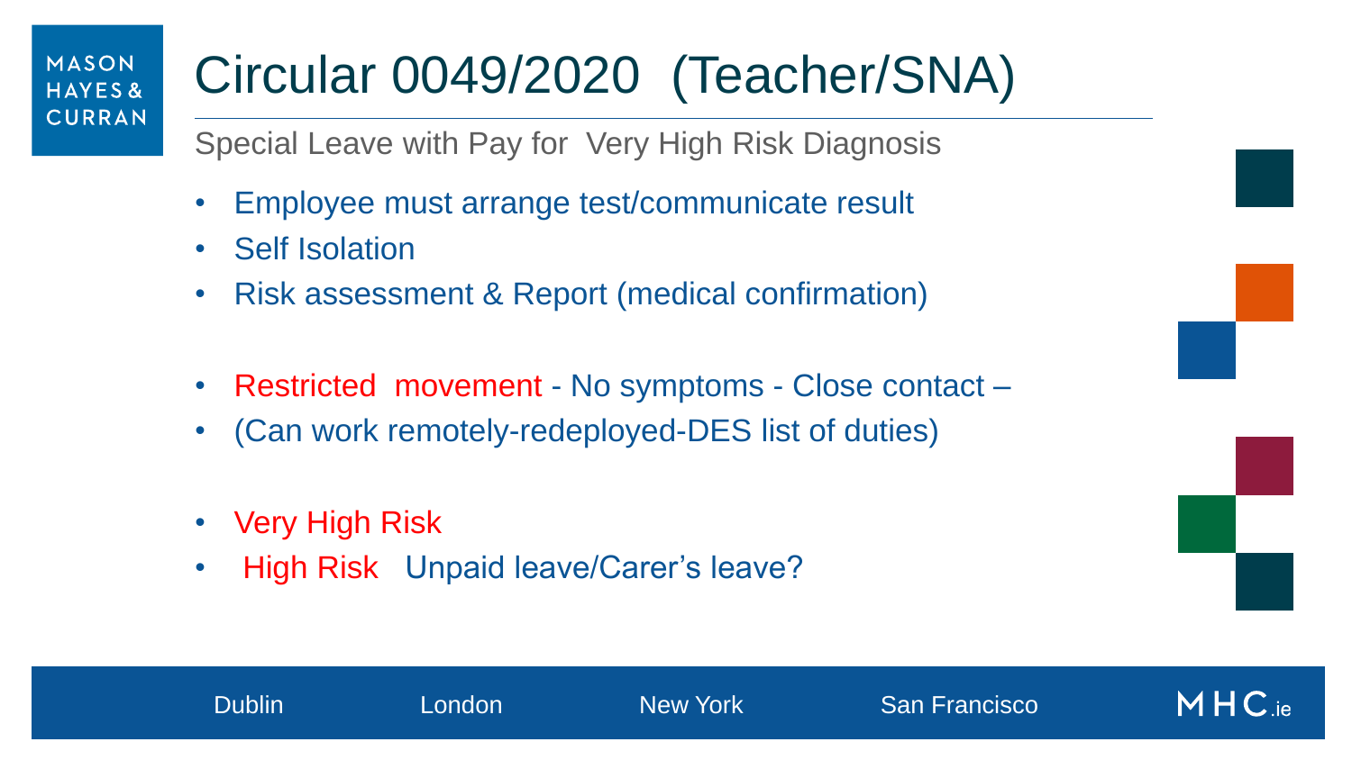# Circular 0049/2020 (Teacher/SNA)

Special Leave with Pay for Very High Risk Diagnosis

- Employee must arrange test/communicate result
- Self Isolation
- Risk assessment & Report (medical confirmation)

- Restricted movement - No symptoms - Close contact –
- (Can work remotely-redeployed-DES list of duties)

- Very High Risk
- High Risk Unpaid leave/Carer's leave?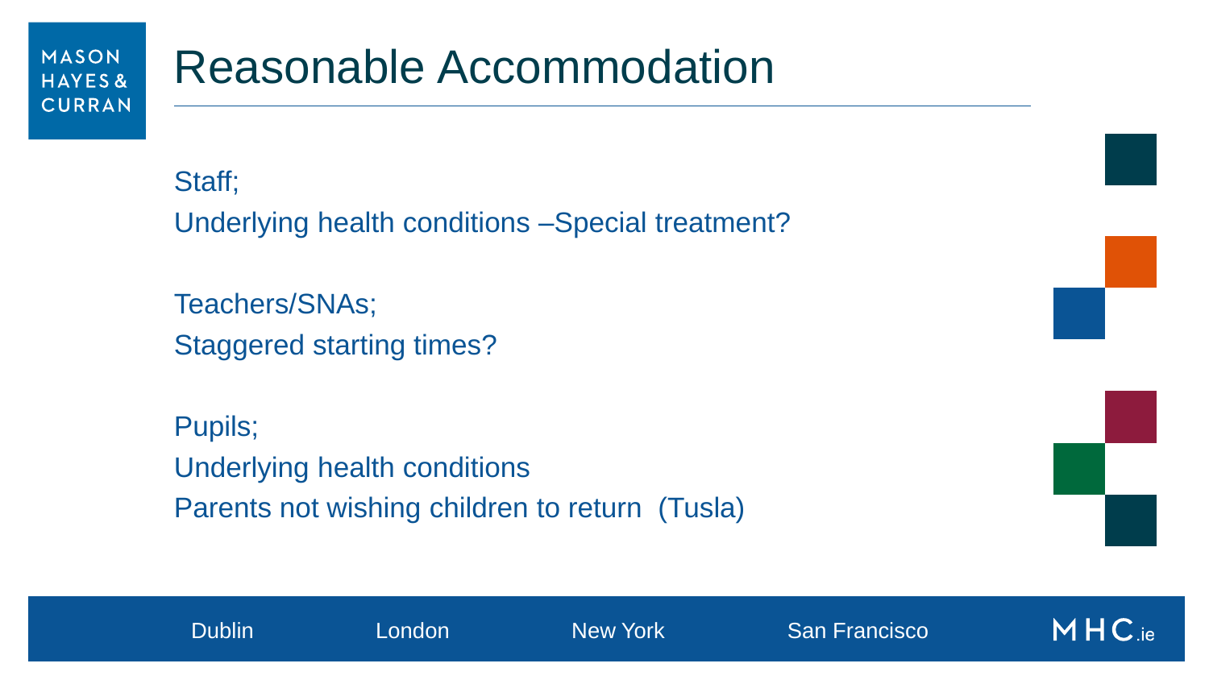# Reasonable Accommodation

Staff;

Underlying health conditions –Special treatment?

Teachers/SNAs;

Staggered starting times?

Pupils;

Underlying health conditions

Parents not wishing children to return (Tusla)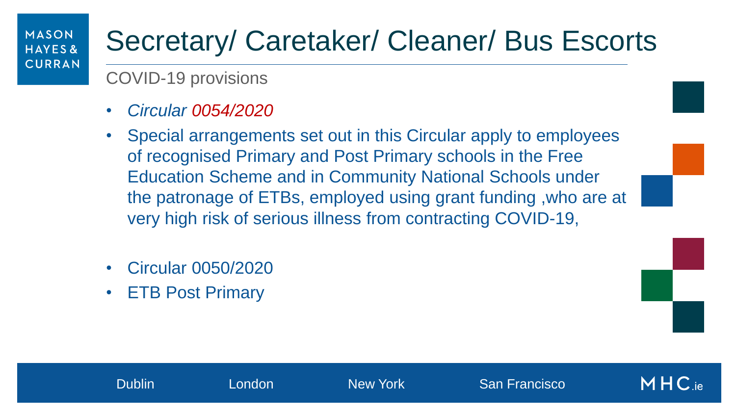# Secretary/ Caretaker/ Cleaner/ Bus Escorts

COVID-19 provisions

- *Circular 0054/2020*
- Special arrangements set out in this Circular apply to employees of recognised Primary and Post Primary schools in the Free Education Scheme and in Community National Schools under the patronage of ETBs, employed using grant funding ,who are at very high risk of serious illness from contracting COVID-19,

- Circular 0050/2020
- ETB Post Primary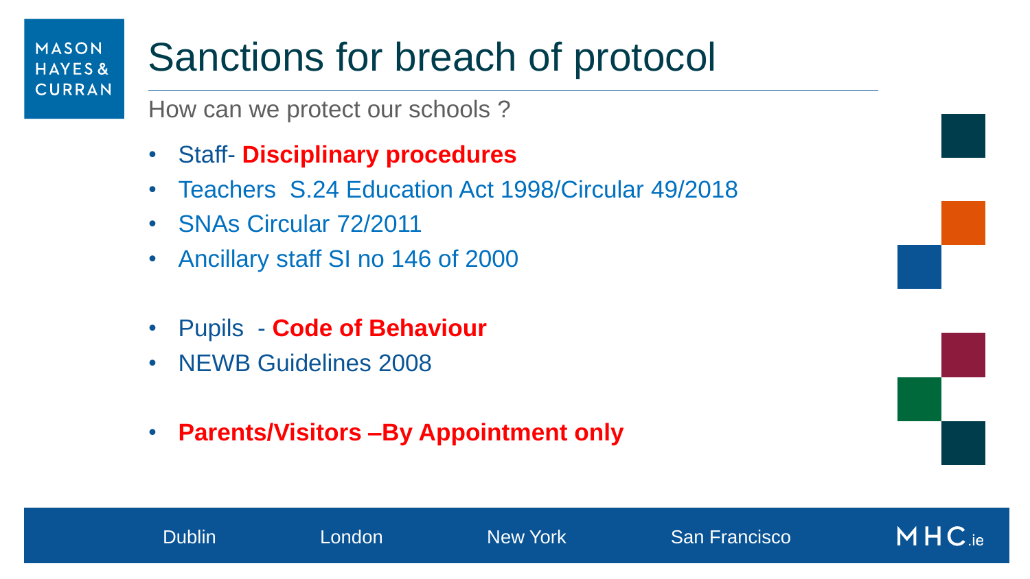# Sanctions for breach of protocol

How can we protect our schools ?

- Staff- **Disciplinary procedures**
- Teachers S.24 Education Act 1998/Circular 49/2018
- SNAs Circular 72/2011
- Ancillary staff SI no 146 of 2000

- Pupils - **Code of Behaviour**
- NEWB Guidelines 2008

- **Parents/Visitors –By Appointment only**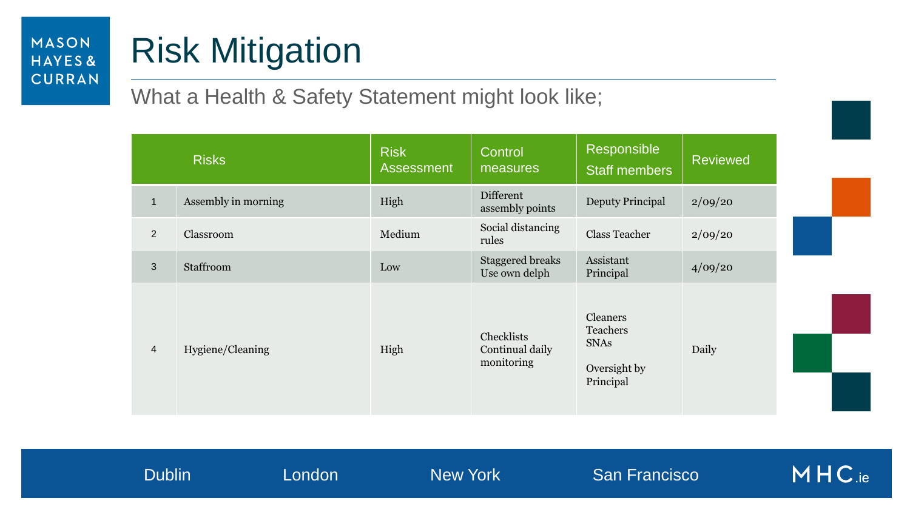# Risk Mitigation

What a Health & Safety Statement might look like;

| | Risks | Risk Assessment | Control measures | Responsible Staff members | Reviewed |
|---|---|---|---|---|---|
| 1 | Assembly in morning | High | Different assembly points | Deputy Principal | 2/09/20 |
| 2 | Classroom | Medium | Social distancing rules | Class Teacher | 2/09/20 |
| 3 | Staffroom | Low | Staggered breaks<br>Use own delph | Assistant Principal | 4/09/20 |
| 4 | Hygiene/Cleaning | High | Checklists<br>Continual daily monitoring | Cleaners<br>Teachers<br>SNAs<br><br>Oversight by Principal | Daily |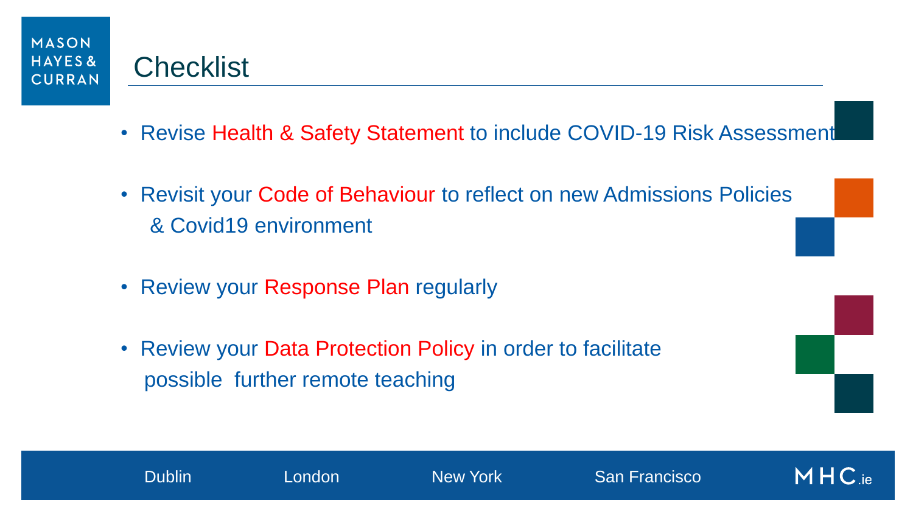# Checklist

- Revise Health & Safety Statement to include COVID-19 Risk Assessment
- Revisit your Code of Behaviour to reflect on new Admissions Policies & Covid19 environment
- Review your Response Plan regularly
- Review your Data Protection Policy in order to facilitate possible further remote teaching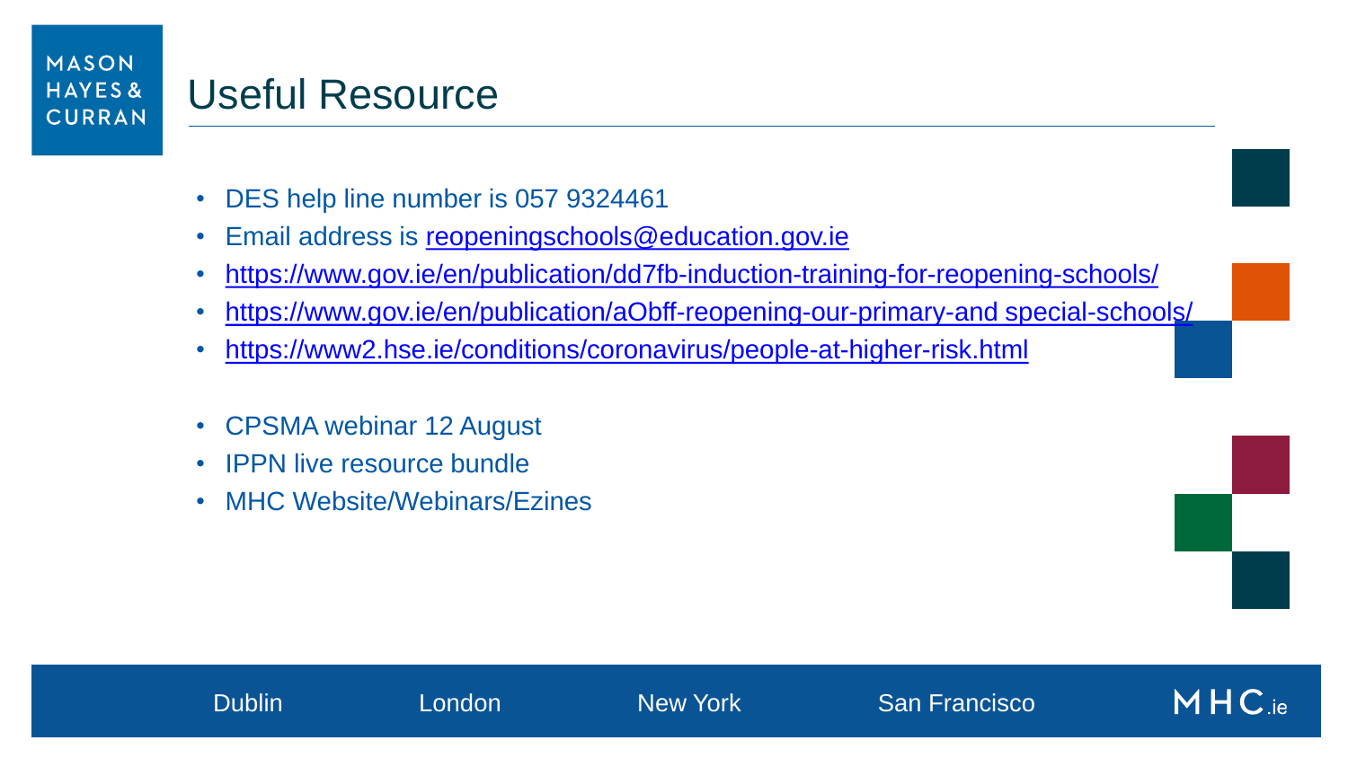# Useful Resource

- DES help line number is 057 9324461
- Email address is reopeningschools@education.gov.ie
- https://www.gov.ie/en/publication/dd7fb-induction-training-for-reopening-schools/
- https://www.gov.ie/en/publication/aObff-reopening-our-primary-and special-schools/
- https://www2.hse.ie/conditions/coronavirus/people-at-higher-risk.html

- CPSMA webinar 12 August
- IPPN live resource bundle
- MHC Website/Webinars/Ezines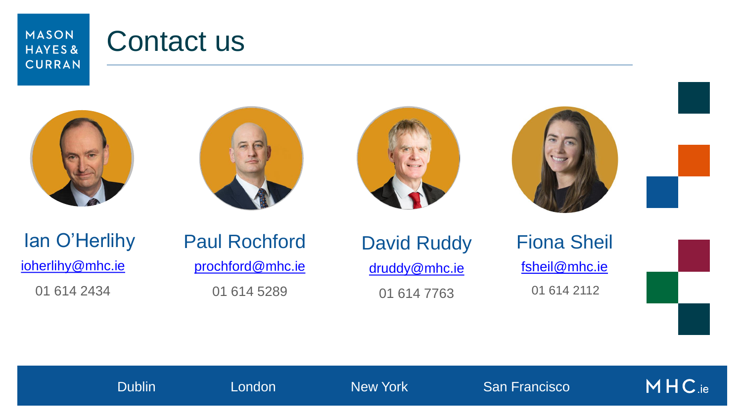MASON HAYES & CURRAN

# Contact us

**Ian O'Herlihy**
ioherlihy@mhc.ie
01 614 2434

**Paul Rochford**
prochford@mhc.ie
01 614 5289

**David Ruddy**
druddy@mhc.ie
01 614 7763

**Fiona Sheil**
fsheil@mhc.ie
01 614 2112

Dublin London New York San Francisco

MHC.ie